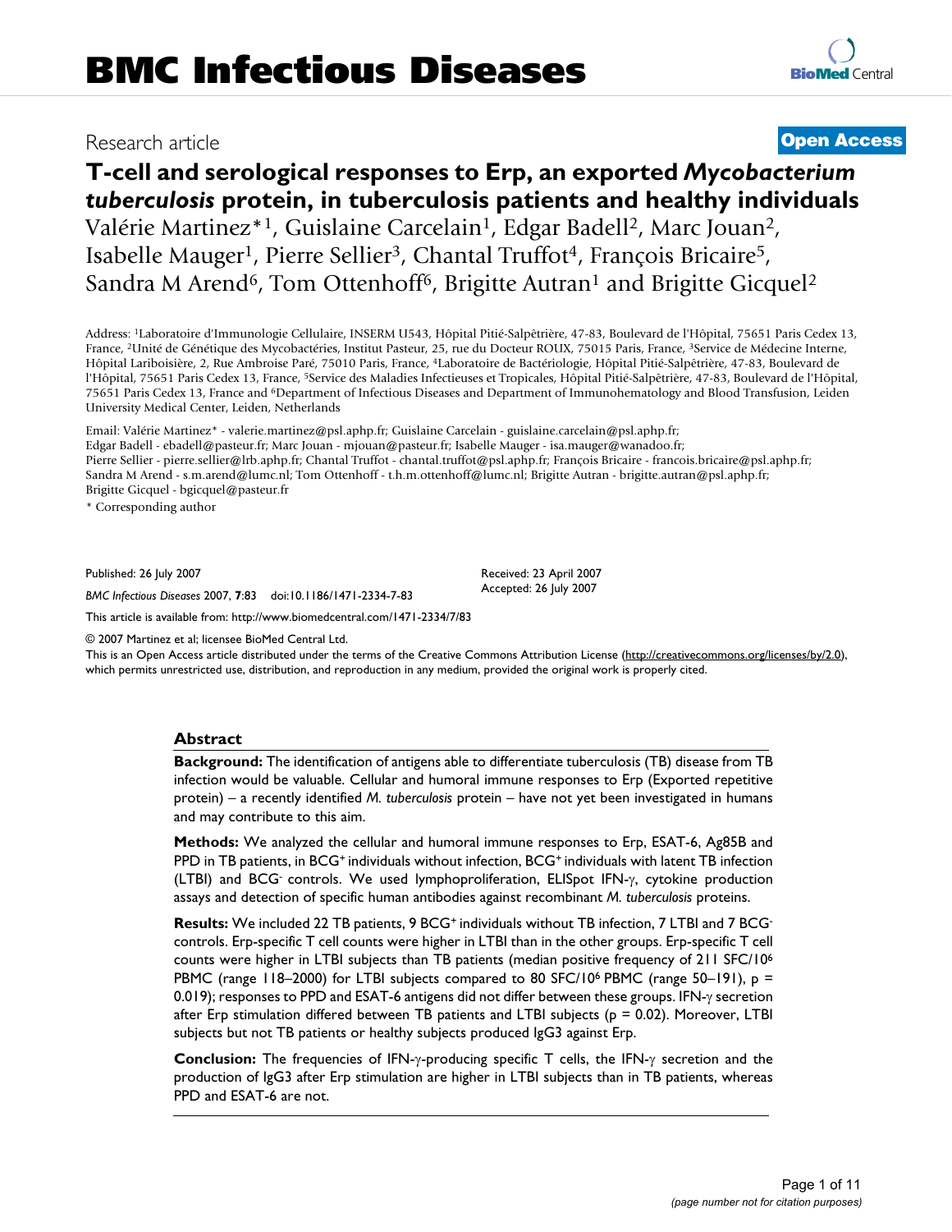# BMC Infectious Diseases

Research article

**Open Access**

# T-cell and serological responses to Erp, an exported *Mycobacterium tuberculosis* protein, in tuberculosis patients and healthy individuals

Valérie Martinez*[1], Guislaine Carcelain[1], Edgar Badell[2], Marc Jouan[2], Isabelle Mauger[1], Pierre Sellier[3], Chantal Truffot[4], François Bricaire[5], Sandra M Arend[6], Tom Ottenhoff[6], Brigitte Autran[1] and Brigitte Gicquel[2]

Address: [1]Laboratoire d'Immunologie Cellulaire, INSERM U543, Hôpital Pitié-Salpêtrière, 47-83, Boulevard de l'Hôpital, 75651 Paris Cedex 13, France, [2]Unité de Génétique des Mycobactéries, Institut Pasteur, 25, rue du Docteur ROUX, 75015 Paris, France, [3]Service de Médecine Interne, Hôpital Lariboisière, 2, Rue Ambroise Paré, 75010 Paris, France, [4]Laboratoire de Bactériologie, Hôpital Pitié-Salpêtrière, 47-83, Boulevard de l'Hôpital, 75651 Paris Cedex 13, France, [5]Service des Maladies Infectieuses et Tropicales, Hôpital Pitié-Salpêtrière, 47-83, Boulevard de l'Hôpital, 75651 Paris Cedex 13, France and [6]Department of Infectious Diseases and Department of Immunohematology and Blood Transfusion, Leiden University Medical Center, Leiden, Netherlands

Email: Valérie Martinez* - valerie.martinez@psl.aphp.fr; Guislaine Carcelain - guislaine.carcelain@psl.aphp.fr; Edgar Badell - ebadell@pasteur.fr; Marc Jouan - mjouan@pasteur.fr; Isabelle Mauger - isa.mauger@wanadoo.fr; Pierre Sellier - pierre.sellier@lrb.aphp.fr; Chantal Truffot - chantal.truffot@psl.aphp.fr; François Bricaire - francois.bricaire@psl.aphp.fr; Sandra M Arend - s.m.arend@lumc.nl; Tom Ottenhoff - t.h.m.ottenhoff@lumc.nl; Brigitte Autran - brigitte.autran@psl.aphp.fr; Brigitte Gicquel - bgicquel@pasteur.fr

\* Corresponding author

Published: 26 July 2007

*BMC Infectious Diseases* 2007, **7**:83 doi:10.1186/1471-2334-7-83

Received: 23 April 2007
Accepted: 26 July 2007

This article is available from: http://www.biomedcentral.com/1471-2334/7/83

© 2007 Martinez et al; licensee BioMed Central Ltd.

This is an Open Access article distributed under the terms of the Creative Commons Attribution License (http://creativecommons.org/licenses/by/2.0), which permits unrestricted use, distribution, and reproduction in any medium, provided the original work is properly cited.

## Abstract

**Background:** The identification of antigens able to differentiate tuberculosis (TB) disease from TB infection would be valuable. Cellular and humoral immune responses to Erp (Exported repetitive protein) – a recently identified *M. tuberculosis* protein – have not yet been investigated in humans and may contribute to this aim.

**Methods:** We analyzed the cellular and humoral immune responses to Erp, ESAT-6, Ag85B and PPD in TB patients, in $BCG^+$ individuals without infection, $BCG^+$ individuals with latent TB infection (LTBI) and $BCG^-$ controls. We used lymphoproliferation, ELISpot IFN-γ, cytokine production assays and detection of specific human antibodies against recombinant *M. tuberculosis* proteins.

**Results:** We included 22 TB patients, 9 $BCG^+$ individuals without TB infection, 7 LTBI and 7 $BCG^-$ controls. Erp-specific T cell counts were higher in LTBI than in the other groups. Erp-specific T cell counts were higher in LTBI subjects than TB patients (median positive frequency of 211 SFC/$10^6$ PBMC (range 118–2000) for LTBI subjects compared to 80 SFC/$10^6$ PBMC (range 50–191), $p = 0.019$); responses to PPD and ESAT-6 antigens did not differ between these groups. IFN-γ secretion after Erp stimulation differed between TB patients and LTBI subjects ($p = 0.02$). Moreover, LTBI subjects but not TB patients or healthy subjects produced IgG3 against Erp.

**Conclusion:** The frequencies of IFN-γ-producing specific T cells, the IFN-γ secretion and the production of IgG3 after Erp stimulation are higher in LTBI subjects than in TB patients, whereas PPD and ESAT-6 are not.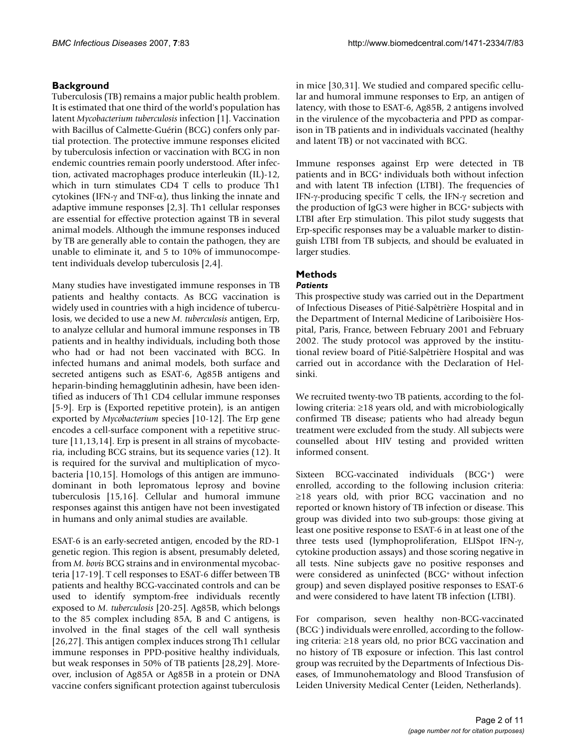## Background

Tuberculosis (TB) remains a major public health problem. It is estimated that one third of the world's population has latent *Mycobacterium tuberculosis* infection [1]. Vaccination with Bacillus of Calmette-Guérin (BCG) confers only partial protection. The protective immune responses elicited by tuberculosis infection or vaccination with BCG in non endemic countries remain poorly understood. After infection, activated macrophages produce interleukin (IL)-12, which in turn stimulates CD4 T cells to produce Th1 cytokines (IFN-$\gamma$ and TNF-$\alpha$), thus linking the innate and adaptive immune responses [2,3]. Th1 cellular responses are essential for effective protection against TB in several animal models. Although the immune responses induced by TB are generally able to contain the pathogen, they are unable to eliminate it, and 5 to 10% of immunocompetent individuals develop tuberculosis [2,4].

Many studies have investigated immune responses in TB patients and healthy contacts. As BCG vaccination is widely used in countries with a high incidence of tuberculosis, we decided to use a new *M. tuberculosis* antigen, Erp, to analyze cellular and humoral immune responses in TB patients and in healthy individuals, including both those who had or had not been vaccinated with BCG. In infected humans and animal models, both surface and secreted antigens such as ESAT-6, Ag85B antigens and heparin-binding hemagglutinin adhesin, have been identified as inducers of Th1 CD4 cellular immune responses [5-9]. Erp is (Exported repetitive protein), is an antigen exported by *Mycobacterium* species [10-12]. The Erp gene encodes a cell-surface component with a repetitive structure [11,13,14]. Erp is present in all strains of mycobacteria, including BCG strains, but its sequence varies (12). It is required for the survival and multiplication of mycobacteria [10,15]. Homologs of this antigen are immunodominant in both lepromatous leprosy and bovine tuberculosis [15,16]. Cellular and humoral immune responses against this antigen have not been investigated in humans and only animal studies are available.

ESAT-6 is an early-secreted antigen, encoded by the RD-1 genetic region. This region is absent, presumably deleted, from *M. bovis* BCG strains and in environmental mycobacteria [17-19]. T cell responses to ESAT-6 differ between TB patients and healthy BCG-vaccinated controls and can be used to identify symptom-free individuals recently exposed to *M. tuberculosis* [20-25]. Ag85B, which belongs to the 85 complex including 85A, B and C antigens, is involved in the final stages of the cell wall synthesis [26,27]. This antigen complex induces strong Th1 cellular immune responses in PPD-positive healthy individuals, but weak responses in 50% of TB patients [28,29]. Moreover, inclusion of Ag85A or Ag85B in a protein or DNA vaccine confers significant protection against tuberculosis in mice [30,31]. We studied and compared specific cellular and humoral immune responses to Erp, an antigen of latency, with those to ESAT-6, Ag85B, 2 antigens involved in the virulence of the mycobacteria and PPD as comparison in TB patients and in individuals vaccinated (healthy and latent TB) or not vaccinated with BCG.

Immune responses against Erp were detected in TB patients and in BCG+ individuals both without infection and with latent TB infection (LTBI). The frequencies of IFN-$\gamma$-producing specific T cells, the IFN-$\gamma$ secretion and the production of IgG3 were higher in BCG+ subjects with LTBI after Erp stimulation. This pilot study suggests that Erp-specific responses may be a valuable marker to distinguish LTBI from TB subjects, and should be evaluated in larger studies.

## Methods

### Patients

This prospective study was carried out in the Department of Infectious Diseases of Pitié-Salpêtrière Hospital and in the Department of Internal Medicine of Lariboisière Hospital, Paris, France, between February 2001 and February 2002. The study protocol was approved by the institutional review board of Pitié-Salpêtrière Hospital and was carried out in accordance with the Declaration of Helsinki.

We recruited twenty-two TB patients, according to the following criteria: ≥18 years old, and with microbiologically confirmed TB disease; patients who had already begun treatment were excluded from the study. All subjects were counselled about HIV testing and provided written informed consent.

Sixteen BCG-vaccinated individuals (BCG+) were enrolled, according to the following inclusion criteria: ≥18 years old, with prior BCG vaccination and no reported or known history of TB infection or disease. This group was divided into two sub-groups: those giving at least one positive response to ESAT-6 in at least one of the three tests used (lymphoproliferation, ELISpot IFN-$\gamma$, cytokine production assays) and those scoring negative in all tests. Nine subjects gave no positive responses and were considered as uninfected (BCG+ without infection group) and seven displayed positive responses to ESAT-6 and were considered to have latent TB infection (LTBI).

For comparison, seven healthy non-BCG-vaccinated (BCG-) individuals were enrolled, according to the following criteria: ≥18 years old, no prior BCG vaccination and no history of TB exposure or infection. This last control group was recruited by the Departments of Infectious Diseases, of Immunohematology and Blood Transfusion of Leiden University Medical Center (Leiden, Netherlands).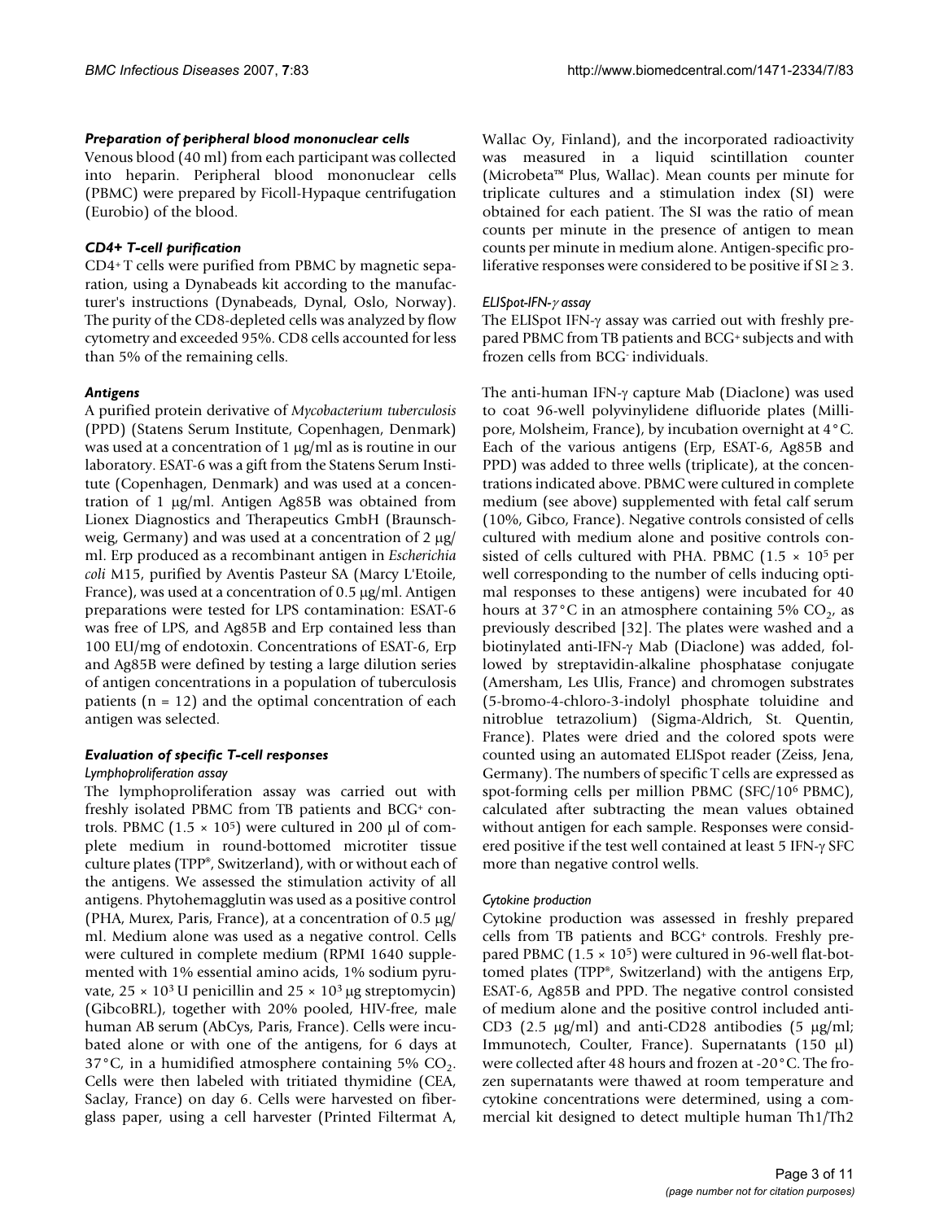### *Preparation of peripheral blood mononuclear cells*

Venous blood (40 ml) from each participant was collected into heparin. Peripheral blood mononuclear cells (PBMC) were prepared by Ficoll-Hypaque centrifugation (Eurobio) of the blood.

### *CD4+ T-cell purification*

$CD4^+$ T cells were purified from PBMC by magnetic separation, using a Dynabeads kit according to the manufacturer's instructions (Dynabeads, Dynal, Oslo, Norway). The purity of the CD8-depleted cells was analyzed by flow cytometry and exceeded 95%. CD8 cells accounted for less than 5% of the remaining cells.

### *Antigens*

A purified protein derivative of *Mycobacterium tuberculosis* (PPD) (Statens Serum Institute, Copenhagen, Denmark) was used at a concentration of 1 μg/ml as is routine in our laboratory. ESAT-6 was a gift from the Statens Serum Institute (Copenhagen, Denmark) and was used at a concentration of 1 μg/ml. Antigen Ag85B was obtained from Lionex Diagnostics and Therapeutics GmbH (Braunschweig, Germany) and was used at a concentration of 2 μg/ml. Erp produced as a recombinant antigen in *Escherichia coli* M15, purified by Aventis Pasteur SA (Marcy L'Etoile, France), was used at a concentration of 0.5 μg/ml. Antigen preparations were tested for LPS contamination: ESAT-6 was free of LPS, and Ag85B and Erp contained less than 100 EU/mg of endotoxin. Concentrations of ESAT-6, Erp and Ag85B were defined by testing a large dilution series of antigen concentrations in a population of tuberculosis patients (n = 12) and the optimal concentration of each antigen was selected.

### *Evaluation of specific T-cell responses*

#### *Lymphoproliferation assay*

The lymphoproliferation assay was carried out with freshly isolated PBMC from TB patients and $BCG^+$ controls. PBMC ($1.5 \times 10^5$) were cultured in 200 μl of complete medium in round-bottomed microtiter tissue culture plates (TPP®, Switzerland), with or without each of the antigens. We assessed the stimulation activity of all antigens. Phytohemagglutin was used as a positive control (PHA, Murex, Paris, France), at a concentration of 0.5 μg/ml. Medium alone was used as a negative control. Cells were cultured in complete medium (RPMI 1640 supplemented with 1% essential amino acids, 1% sodium pyruvate, $25 \times 10^3$ U penicillin and $25 \times 10^3$ μg streptomycin) (GibcoBRL), together with 20% pooled, HIV-free, male human AB serum (AbCys, Paris, France). Cells were incubated alone or with one of the antigens, for 6 days at 37°C, in a humidified atmosphere containing 5% $CO_2$. Cells were then labeled with tritiated thymidine (CEA, Saclay, France) on day 6. Cells were harvested on fiberglass paper, using a cell harvester (Printed Filtermat A, Wallac Oy, Finland), and the incorporated radioactivity was measured in a liquid scintillation counter (Microbeta™ Plus, Wallac). Mean counts per minute for triplicate cultures and a stimulation index (SI) were obtained for each patient. The SI was the ratio of mean counts per minute in the presence of antigen to mean counts per minute in medium alone. Antigen-specific proliferative responses were considered to be positive if $SI \geq 3$.

#### *ELISpot-IFN-γ assay*

The ELISpot IFN-γ assay was carried out with freshly prepared PBMC from TB patients and $BCG^+$ subjects and with frozen cells from $BCG^-$ individuals.

The anti-human IFN-γ capture Mab (Diaclone) was used to coat 96-well polyvinylidene difluoride plates (Millipore, Molsheim, France), by incubation overnight at 4°C. Each of the various antigens (Erp, ESAT-6, Ag85B and PPD) was added to three wells (triplicate), at the concentrations indicated above. PBMC were cultured in complete medium (see above) supplemented with fetal calf serum (10%, Gibco, France). Negative controls consisted of cells cultured with medium alone and positive controls consisted of cells cultured with PHA. PBMC ($1.5 \times 10^5$ per well corresponding to the number of cells inducing optimal responses to these antigens) were incubated for 40 hours at 37°C in an atmosphere containing 5% $CO_2$, as previously described [32]. The plates were washed and a biotinylated anti-IFN-γ Mab (Diaclone) was added, followed by streptavidin-alkaline phosphatase conjugate (Amersham, Les Ulis, France) and chromogen substrates (5-bromo-4-chloro-3-indolyl phosphate toluidine and nitroblue tetrazolium) (Sigma-Aldrich, St. Quentin, France). Plates were dried and the colored spots were counted using an automated ELISpot reader (Zeiss, Jena, Germany). The numbers of specific T cells are expressed as spot-forming cells per million PBMC (SFC/$10^6$ PBMC), calculated after subtracting the mean values obtained without antigen for each sample. Responses were considered positive if the test well contained at least 5 IFN-γ SFC more than negative control wells.

#### *Cytokine production*

Cytokine production was assessed in freshly prepared cells from TB patients and $BCG^+$ controls. Freshly prepared PBMC ($1.5 \times 10^5$) were cultured in 96-well flat-bottomed plates (TPP®, Switzerland) with the antigens Erp, ESAT-6, Ag85B and PPD. The negative control consisted of medium alone and the positive control included anti-CD3 (2.5 μg/ml) and anti-CD28 antibodies (5 μg/ml; Immunotech, Coulter, France). Supernatants (150 μl) were collected after 48 hours and frozen at -20°C. The frozen supernatants were thawed at room temperature and cytokine concentrations were determined, using a commercial kit designed to detect multiple human Th1/Th2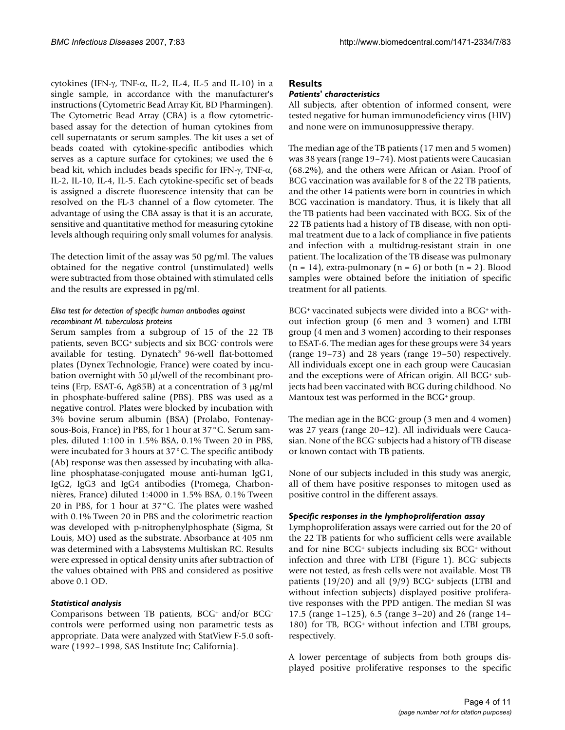cytokines (IFN-γ, TNF-α, IL-2, IL-4, IL-5 and IL-10) in a single sample, in accordance with the manufacturer's instructions (Cytometric Bead Array Kit, BD Pharmingen). The Cytometric Bead Array (CBA) is a flow cytometric-based assay for the detection of human cytokines from cell supernatants or serum samples. The kit uses a set of beads coated with cytokine-specific antibodies which serves as a capture surface for cytokines; we used the 6 bead kit, which includes beads specific for IFN-γ, TNF-α, IL-2, IL-10, IL-4, IL-5. Each cytokine-specific set of beads is assigned a discrete fluorescence intensity that can be resolved on the FL-3 channel of a flow cytometer. The advantage of using the CBA assay is that it is an accurate, sensitive and quantitative method for measuring cytokine levels although requiring only small volumes for analysis.

The detection limit of the assay was 50 pg/ml. The values obtained for the negative control (unstimulated) wells were subtracted from those obtained with stimulated cells and the results are expressed in pg/ml.

#### *Elisa test for detection of specific human antibodies against recombinant M. tuberculosis proteins*

Serum samples from a subgroup of 15 of the 22 TB patients, seven BCG+ subjects and six BCG- controls were available for testing. Dynatech® 96-well flat-bottomed plates (Dynex Technologie, France) were coated by incubation overnight with 50 μl/well of the recombinant proteins (Erp, ESAT-6, Ag85B) at a concentration of 3 μg/ml in phosphate-buffered saline (PBS). PBS was used as a negative control. Plates were blocked by incubation with 3% bovine serum albumin (BSA) (Prolabo, Fontenay-sous-Bois, France) in PBS, for 1 hour at 37°C. Serum samples, diluted 1:100 in 1.5% BSA, 0.1% Tween 20 in PBS, were incubated for 3 hours at 37°C. The specific antibody (Ab) response was then assessed by incubating with alkaline phosphatase-conjugated mouse anti-human IgG1, IgG2, IgG3 and IgG4 antibodies (Promega, Charbonnières, France) diluted 1:4000 in 1.5% BSA, 0.1% Tween 20 in PBS, for 1 hour at 37°C. The plates were washed with 0.1% Tween 20 in PBS and the colorimetric reaction was developed with p-nitrophenylphosphate (Sigma, St Louis, MO) used as the substrate. Absorbance at 405 nm was determined with a Labsystems Multiskan RC. Results were expressed in optical density units after subtraction of the values obtained with PBS and considered as positive above 0.1 OD.

### *Statistical analysis*

Comparisons between TB patients, BCG+ and/or BCG- controls were performed using non parametric tests as appropriate. Data were analyzed with StatView F-5.0 software (1992–1998, SAS Institute Inc; California).

## Results

### *Patients' characteristics*

All subjects, after obtention of informed consent, were tested negative for human immunodeficiency virus (HIV) and none were on immunosuppressive therapy.

The median age of the TB patients (17 men and 5 women) was 38 years (range 19–74). Most patients were Caucasian (68.2%), and the others were African or Asian. Proof of BCG vaccination was available for 8 of the 22 TB patients, and the other 14 patients were born in countries in which BCG vaccination is mandatory. Thus, it is likely that all the TB patients had been vaccinated with BCG. Six of the 22 TB patients had a history of TB disease, with non optimal treatment due to a lack of compliance in five patients and infection with a multidrug-resistant strain in one patient. The localization of the TB disease was pulmonary (n = 14), extra-pulmonary (n = 6) or both (n = 2). Blood samples were obtained before the initiation of specific treatment for all patients.

BCG+ vaccinated subjects were divided into a BCG+ without infection group (6 men and 3 women) and LTBI group (4 men and 3 women) according to their responses to ESAT-6. The median ages for these groups were 34 years (range 19–73) and 28 years (range 19–50) respectively. All individuals except one in each group were Caucasian and the exceptions were of African origin. All BCG+ subjects had been vaccinated with BCG during childhood. No Mantoux test was performed in the BCG+ group.

The median age in the BCG- group (3 men and 4 women) was 27 years (range 20–42). All individuals were Caucasian. None of the BCG- subjects had a history of TB disease or known contact with TB patients.

None of our subjects included in this study was anergic, all of them have positive responses to mitogen used as positive control in the different assays.

### *Specific responses in the lymphoproliferation assay*

Lymphoproliferation assays were carried out for the 20 of the 22 TB patients for who sufficient cells were available and for nine BCG+ subjects including six BCG+ without infection and three with LTBI (Figure 1). BCG- subjects were not tested, as fresh cells were not available. Most TB patients (19/20) and all (9/9) BCG+ subjects (LTBI and without infection subjects) displayed positive proliferative responses with the PPD antigen. The median SI was 17.5 (range 1–125), 6.5 (range 3–20) and 26 (range 14–180) for TB, BCG+ without infection and LTBI groups, respectively.

A lower percentage of subjects from both groups displayed positive proliferative responses to the specific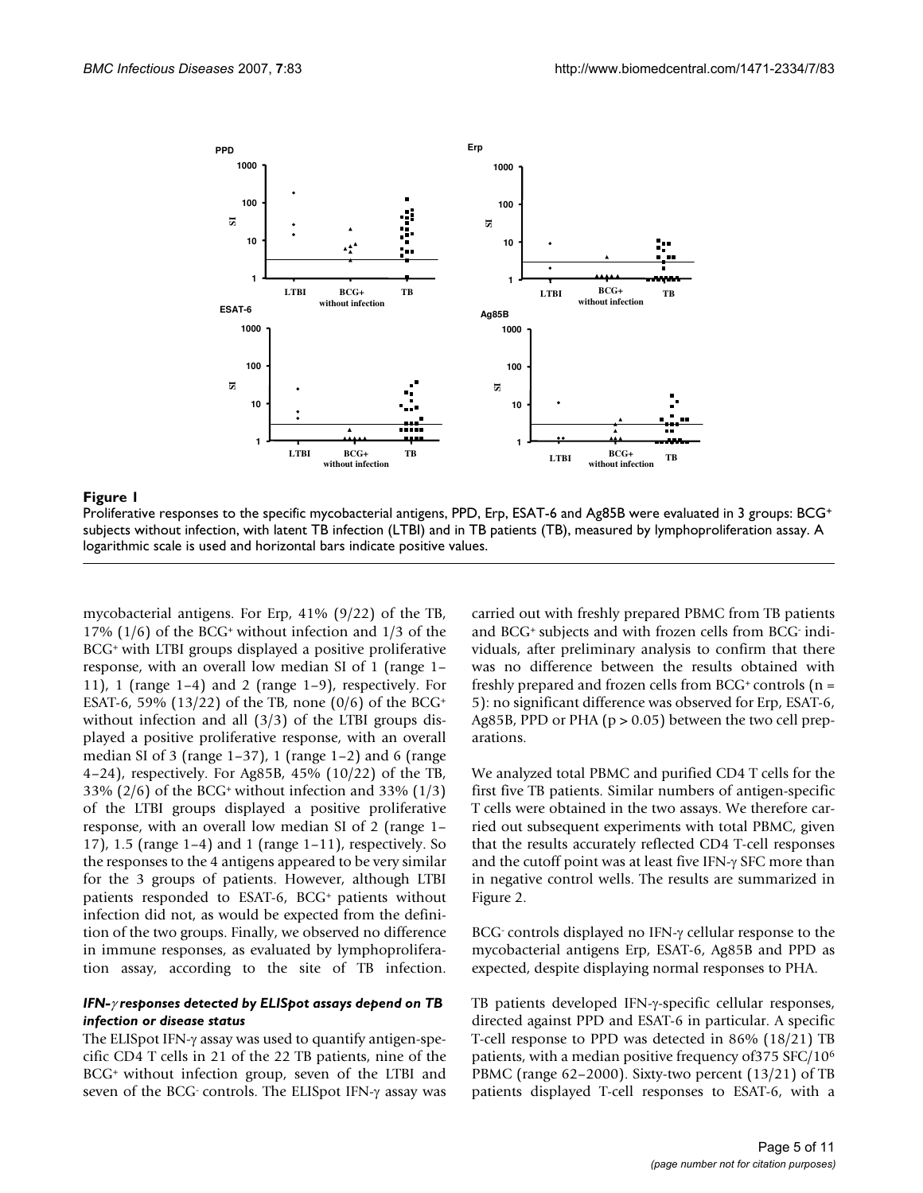PPD

1000

100

SI

10

1

LTBI

BCG+ without infection

TB

Erp

1000

100

SI

10

1

LTBI

BCG+ without infection

TB

ESAT-6

1000

100

SI

10

1

LTBI

BCG+ without infection

TB

Ag85B

1000

100

SI

10

1

LTBI

BCG+ without infection

TB

**Figure 1**

Proliferative responses to the specific mycobacterial antigens, PPD, Erp, ESAT-6 and Ag85B were evaluated in 3 groups: BCG+ subjects without infection, with latent TB infection (LTBI) and in TB patients (TB), measured by lymphoproliferation assay. A logarithmic scale is used and horizontal bars indicate positive values.

mycobacterial antigens. For Erp, 41% (9/22) of the TB, 17% (1/6) of the BCG+ without infection and 1/3 of the BCG+ with LTBI groups displayed a positive proliferative response, with an overall low median SI of 1 (range 1–11), 1 (range 1–4) and 2 (range 1–9), respectively. For ESAT-6, 59% (13/22) of the TB, none (0/6) of the BCG+ without infection and all (3/3) of the LTBI groups displayed a positive proliferative response, with an overall median SI of 3 (range 1–37), 1 (range 1–2) and 6 (range 4–24), respectively. For Ag85B, 45% (10/22) of the TB, 33% (2/6) of the BCG+ without infection and 33% (1/3) of the LTBI groups displayed a positive proliferative response, with an overall low median SI of 2 (range 1–17), 1.5 (range 1–4) and 1 (range 1–11), respectively. So the responses to the 4 antigens appeared to be very similar for the 3 groups of patients. However, although LTBI patients responded to ESAT-6, BCG+ patients without infection did not, as would be expected from the definition of the two groups. Finally, we observed no difference in immune responses, as evaluated by lymphoproliferation assay, according to the site of TB infection.

### *IFN-γ responses detected by ELISpot assays depend on TB infection or disease status*

The ELISpot IFN-γ assay was used to quantify antigen-specific CD4 T cells in 21 of the 22 TB patients, nine of the BCG+ without infection group, seven of the LTBI and seven of the BCG- controls. The ELISpot IFN-γ assay was carried out with freshly prepared PBMC from TB patients and BCG+ subjects and with frozen cells from BCG- individuals, after preliminary analysis to confirm that there was no difference between the results obtained with freshly prepared and frozen cells from BCG+ controls (n = 5): no significant difference was observed for Erp, ESAT-6, Ag85B, PPD or PHA ($p > 0.05$) between the two cell preparations.

We analyzed total PBMC and purified CD4 T cells for the first five TB patients. Similar numbers of antigen-specific T cells were obtained in the two assays. We therefore carried out subsequent experiments with total PBMC, given that the results accurately reflected CD4 T-cell responses and the cutoff point was at least five IFN-γ SFC more than in negative control wells. The results are summarized in Figure 2.

BCG- controls displayed no IFN-γ cellular response to the mycobacterial antigens Erp, ESAT-6, Ag85B and PPD as expected, despite displaying normal responses to PHA.

TB patients developed IFN-γ-specific cellular responses, directed against PPD and ESAT-6 in particular. A specific T-cell response to PPD was detected in 86% (18/21) TB patients, with a median positive frequency of375 SFC/$10^6$ PBMC (range 62–2000). Sixty-two percent (13/21) of TB patients displayed T-cell responses to ESAT-6, with a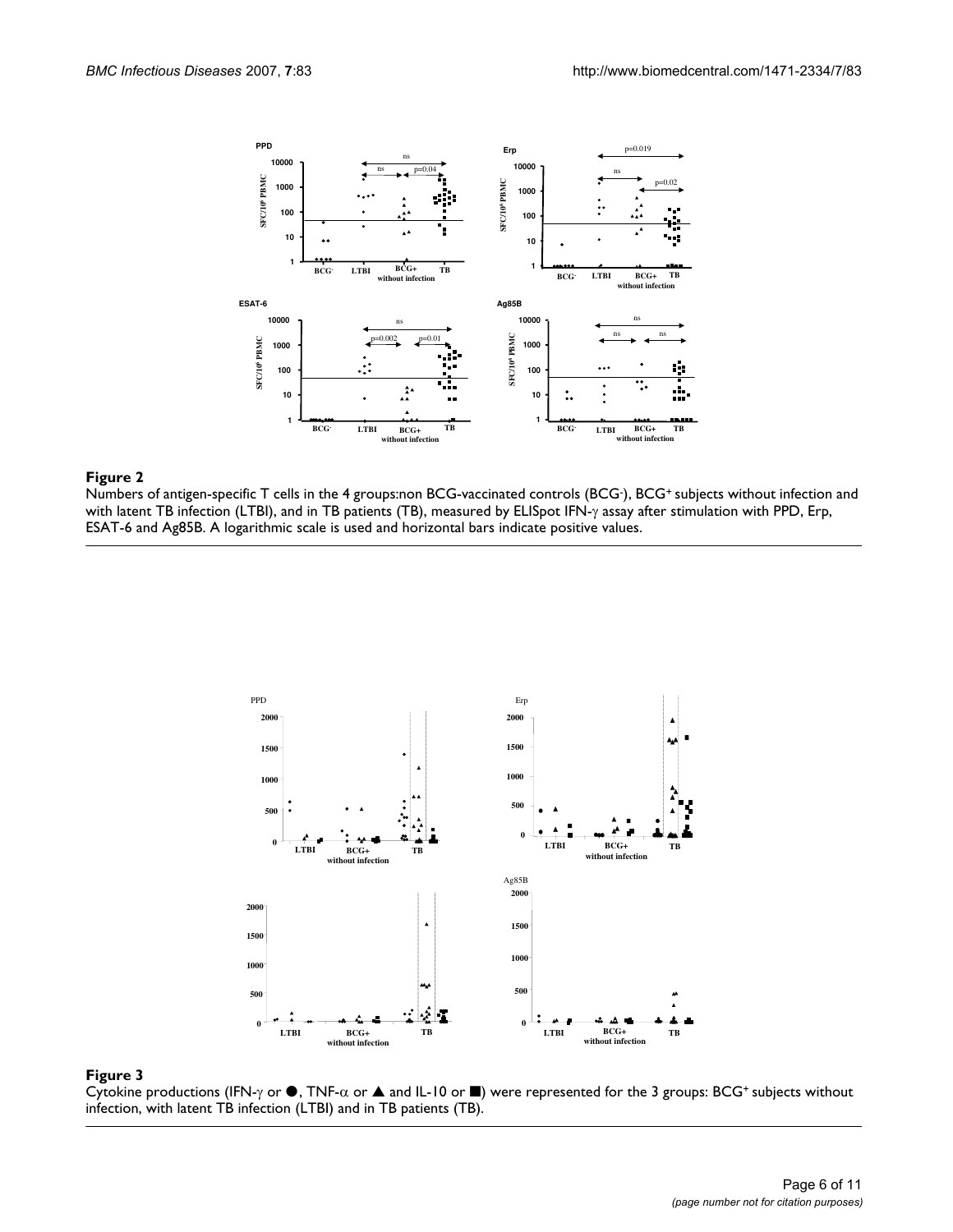PPD

10000

1000

100

10

1

SFC/10⁶ PBMC

ns

ns

p=0.04

BCG-

LTBI

BCG+
without infection

TB

Erp

10000

1000

100

10

1

SFC/10⁶ PBMC

p=0.019

ns

p=0.02

BCG-

LTBI

BCG+
without infection

TB

ESAT-6

10000

1000

100

10

1

SFC/10⁶ PBMC

ns

p=0.002

p=0.01

BCG-

LTBI

BCG+
without infection

TB

Ag85B

10000

1000

100

10

1

SFC/10⁶ PBMC

ns

ns

ns

BCG-

LTBI

BCG+
without infection

TB

**Figure 2**

Numbers of antigen-specific T cells in the 4 groups:non BCG-vaccinated controls (BCG⁻), BCG⁺ subjects without infection and with latent TB infection (LTBI), and in TB patients (TB), measured by ELISpot IFN-γ assay after stimulation with PPD, Erp, ESAT-6 and Ag85B. A logarithmic scale is used and horizontal bars indicate positive values.

PPD

2000

1500

1000

500

0

LTBI

BCG+
without infection

TB

Erp

2000

1500

1000

500

0

LTBI

BCG+
without infection

TB

2000

1500

1000

500

0

LTBI

BCG+
without infection

TB

Ag85B

2000

1500

1000

500

0

LTBI

BCG+
without infection

TB

**Figure 3**

Cytokine productions (IFN-γ or ●, TNF-α or ▲ and IL-10 or ■) were represented for the 3 groups: BCG⁺ subjects without infection, with latent TB infection (LTBI) and in TB patients (TB).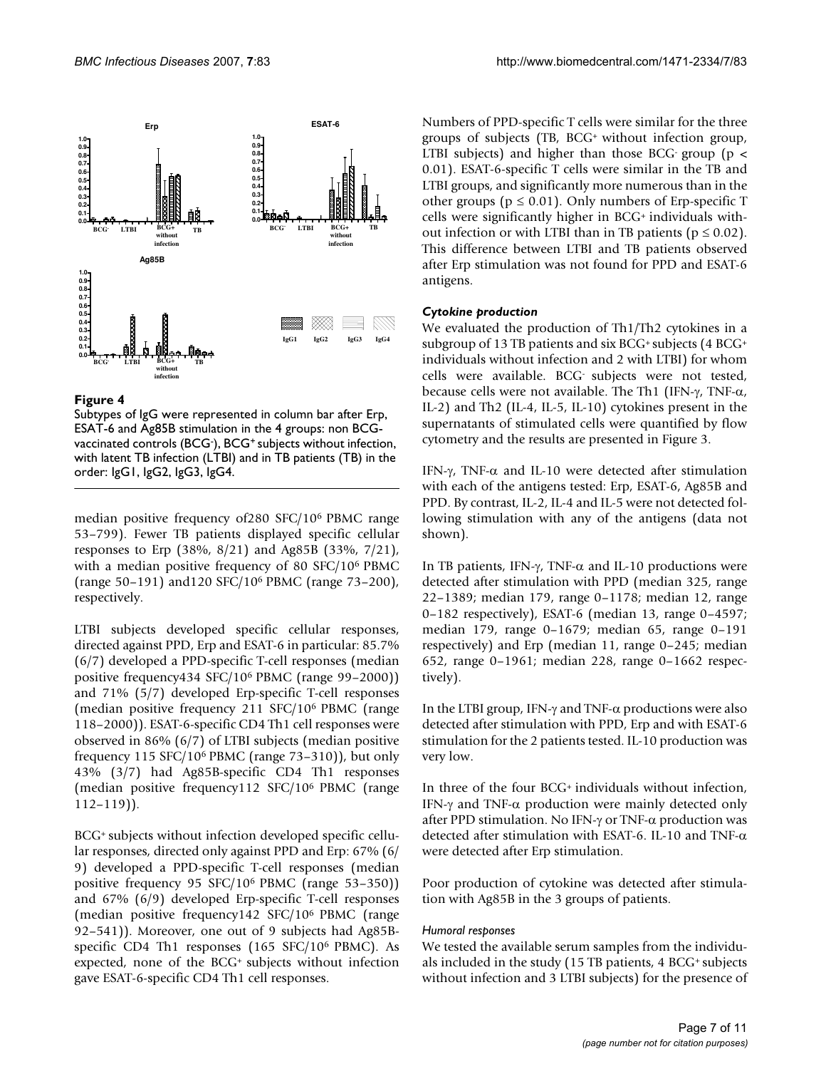Erp

1.0
0.9
0.8
0.7
0.6
0.5
0.4
0.3
0.2
0.1
0.0

BCG⁻ LTBI BCG+ without infection TB

ESAT-6

1.0
0.9
0.8
0.7
0.6
0.5
0.4
0.3
0.2
0.1
0.0

BCG⁻ LTBI BCG+ without infection TB

Ag85B

1.0
0.9
0.8
0.7
0.6
0.5
0.4
0.3
0.2
0.1
0.0

BCG⁻ LTBI BCG+ without infection TB

IgG1 IgG2 IgG3 IgG4

**Figure 4**

Subtypes of IgG were represented in column bar after Erp, ESAT-6 and Ag85B stimulation in the 4 groups: non BCG-vaccinated controls (BCG-), BCG+ subjects without infection, with latent TB infection (LTBI) and in TB patients (TB) in the order: IgG1, IgG2, IgG3, IgG4.

median positive frequency of280 SFC/10$^6$ PBMC range 53–799). Fewer TB patients displayed specific cellular responses to Erp (38%, 8/21) and Ag85B (33%, 7/21), with a median positive frequency of 80 SFC/10$^6$ PBMC (range 50–191) and120 SFC/10$^6$ PBMC (range 73–200), respectively.

LTBI subjects developed specific cellular responses, directed against PPD, Erp and ESAT-6 in particular: 85.7% (6/7) developed a PPD-specific T-cell responses (median positive frequency434 SFC/10$^6$ PBMC (range 99–2000)) and 71% (5/7) developed Erp-specific T-cell responses (median positive frequency 211 SFC/10$^6$ PBMC (range 118–2000)). ESAT-6-specific CD4 Th1 cell responses were observed in 86% (6/7) of LTBI subjects (median positive frequency 115 SFC/10$^6$ PBMC (range 73–310)), but only 43% (3/7) had Ag85B-specific CD4 Th1 responses (median positive frequency112 SFC/10$^6$ PBMC (range 112–119)).

BCG+ subjects without infection developed specific cellular responses, directed only against PPD and Erp: 67% (6/9) developed a PPD-specific T-cell responses (median positive frequency 95 SFC/10$^6$ PBMC (range 53–350)) and 67% (6/9) developed Erp-specific T-cell responses (median positive frequency142 SFC/10$^6$ PBMC (range 92–541)). Moreover, one out of 9 subjects had Ag85B-specific CD4 Th1 responses (165 SFC/10$^6$ PBMC). As expected, none of the BCG+ subjects without infection gave ESAT-6-specific CD4 Th1 cell responses.

Numbers of PPD-specific T cells were similar for the three groups of subjects (TB, BCG+ without infection group, LTBI subjects) and higher than those BCG- group ($p < 0.01$). ESAT-6-specific T cells were similar in the TB and LTBI groups, and significantly more numerous than in the other groups ($p \leq 0.01$). Only numbers of Erp-specific T cells were significantly higher in BCG+ individuals without infection or with LTBI than in TB patients ($p \leq 0.02$). This difference between LTBI and TB patients observed after Erp stimulation was not found for PPD and ESAT-6 antigens.

### *Cytokine production*

We evaluated the production of Th1/Th2 cytokines in a subgroup of 13 TB patients and six BCG+ subjects (4 BCG+ individuals without infection and 2 with LTBI) for whom cells were available. BCG- subjects were not tested, because cells were not available. The Th1 (IFN-γ, TNF-α, IL-2) and Th2 (IL-4, IL-5, IL-10) cytokines present in the supernatants of stimulated cells were quantified by flow cytometry and the results are presented in Figure 3.

IFN-γ, TNF-α and IL-10 were detected after stimulation with each of the antigens tested: Erp, ESAT-6, Ag85B and PPD. By contrast, IL-2, IL-4 and IL-5 were not detected following stimulation with any of the antigens (data not shown).

In TB patients, IFN-γ, TNF-α and IL-10 productions were detected after stimulation with PPD (median 325, range 22–1389; median 179, range 0–1178; median 12, range 0–182 respectively), ESAT-6 (median 13, range 0–4597; median 179, range 0–1679; median 65, range 0–191 respectively) and Erp (median 11, range 0–245; median 652, range 0–1961; median 228, range 0–1662 respectively).

In the LTBI group, IFN-γ and TNF-α productions were also detected after stimulation with PPD, Erp and with ESAT-6 stimulation for the 2 patients tested. IL-10 production was very low.

In three of the four BCG+ individuals without infection, IFN-γ and TNF-α production were mainly detected only after PPD stimulation. No IFN-γ or TNF-α production was detected after stimulation with ESAT-6. IL-10 and TNF-α were detected after Erp stimulation.

Poor production of cytokine was detected after stimulation with Ag85B in the 3 groups of patients.

#### *Humoral responses*

We tested the available serum samples from the individuals included in the study (15 TB patients, 4 BCG+ subjects without infection and 3 LTBI subjects) for the presence of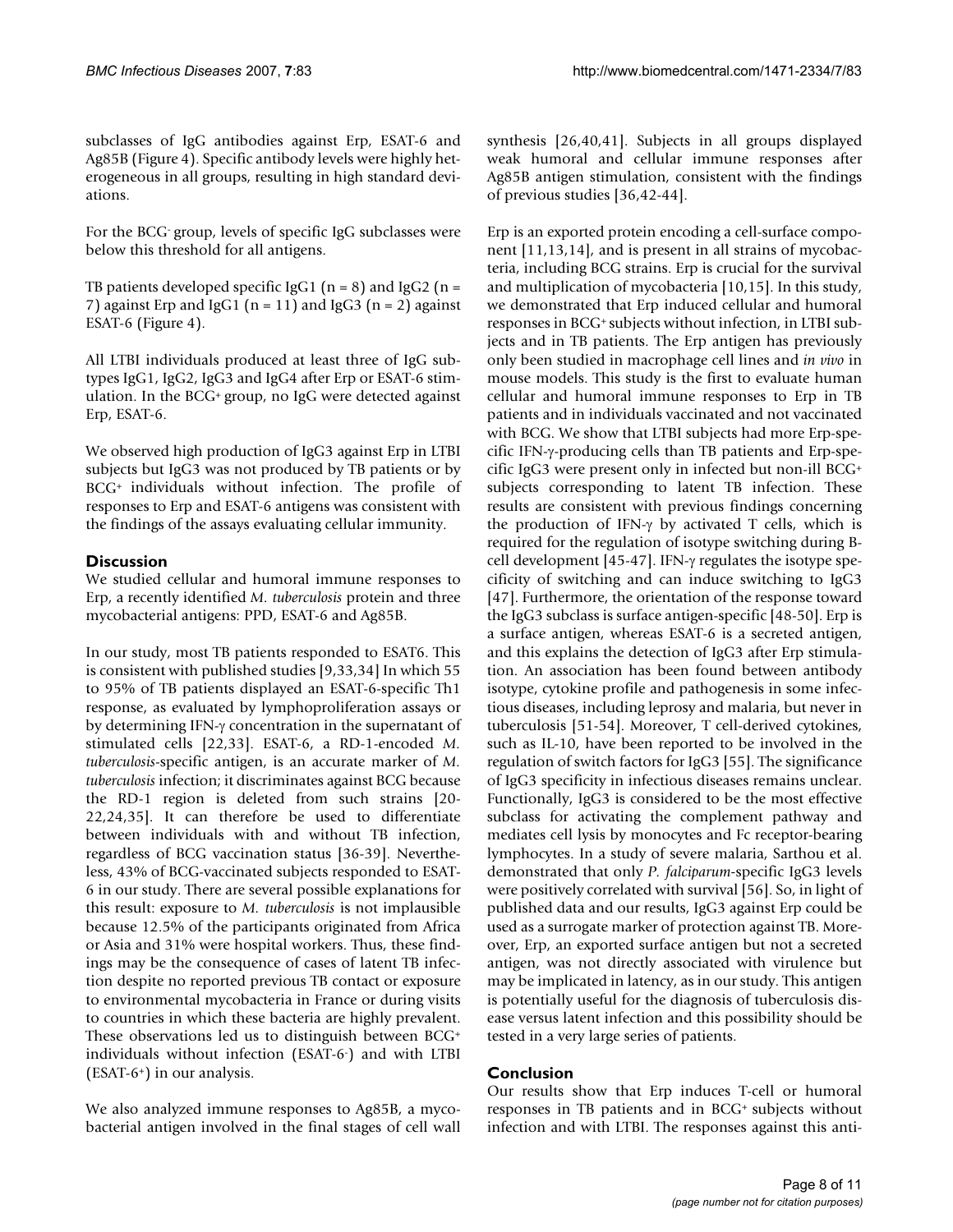subclasses of IgG antibodies against Erp, ESAT-6 and Ag85B (Figure 4). Specific antibody levels were highly heterogeneous in all groups, resulting in high standard deviations.

For the BCG[-] group, levels of specific IgG subclasses were below this threshold for all antigens.

TB patients developed specific IgG1 (n = 8) and IgG2 (n = 7) against Erp and IgG1 (n = 11) and IgG3 (n = 2) against ESAT-6 (Figure 4).

All LTBI individuals produced at least three of IgG subtypes IgG1, IgG2, IgG3 and IgG4 after Erp or ESAT-6 stimulation. In the BCG[+] group, no IgG were detected against Erp, ESAT-6.

We observed high production of IgG3 against Erp in LTBI subjects but IgG3 was not produced by TB patients or by BCG[+] individuals without infection. The profile of responses to Erp and ESAT-6 antigens was consistent with the findings of the assays evaluating cellular immunity.

## Discussion

We studied cellular and humoral immune responses to Erp, a recently identified *M. tuberculosis* protein and three mycobacterial antigens: PPD, ESAT-6 and Ag85B.

In our study, most TB patients responded to ESAT6. This is consistent with published studies [9,33,34] In which 55 to 95% of TB patients displayed an ESAT-6-specific Th1 response, as evaluated by lymphoproliferation assays or by determining IFN-γ concentration in the supernatant of stimulated cells [22,33]. ESAT-6, a RD-1-encoded *M. tuberculosis*-specific antigen, is an accurate marker of *M. tuberculosis* infection; it discriminates against BCG because the RD-1 region is deleted from such strains [20-22,24,35]. It can therefore be used to differentiate between individuals with and without TB infection, regardless of BCG vaccination status [36-39]. Nevertheless, 43% of BCG-vaccinated subjects responded to ESAT-6 in our study. There are several possible explanations for this result: exposure to *M. tuberculosis* is not implausible because 12.5% of the participants originated from Africa or Asia and 31% were hospital workers. Thus, these findings may be the consequence of cases of latent TB infection despite no reported previous TB contact or exposure to environmental mycobacteria in France or during visits to countries in which these bacteria are highly prevalent. These observations led us to distinguish between BCG[+] individuals without infection (ESAT-6[-]) and with LTBI (ESAT-6[+]) in our analysis.

We also analyzed immune responses to Ag85B, a mycobacterial antigen involved in the final stages of cell wall synthesis [26,40,41]. Subjects in all groups displayed weak humoral and cellular immune responses after Ag85B antigen stimulation, consistent with the findings of previous studies [36,42-44].

Erp is an exported protein encoding a cell-surface component [11,13,14], and is present in all strains of mycobacteria, including BCG strains. Erp is crucial for the survival and multiplication of mycobacteria [10,15]. In this study, we demonstrated that Erp induced cellular and humoral responses in BCG[+] subjects without infection, in LTBI subjects and in TB patients. The Erp antigen has previously only been studied in macrophage cell lines and *in vivo* in mouse models. This study is the first to evaluate human cellular and humoral immune responses to Erp in TB patients and in individuals vaccinated and not vaccinated with BCG. We show that LTBI subjects had more Erp-specific IFN-γ-producing cells than TB patients and Erp-specific IgG3 were present only in infected but non-ill BCG[+] subjects corresponding to latent TB infection. These results are consistent with previous findings concerning the production of IFN-γ by activated T cells, which is required for the regulation of isotype switching during B-cell development [45-47]. IFN-γ regulates the isotype specificity of switching and can induce switching to IgG3 [47]. Furthermore, the orientation of the response toward the IgG3 subclass is surface antigen-specific [48-50]. Erp is a surface antigen, whereas ESAT-6 is a secreted antigen, and this explains the detection of IgG3 after Erp stimulation. An association has been found between antibody isotype, cytokine profile and pathogenesis in some infectious diseases, including leprosy and malaria, but never in tuberculosis [51-54]. Moreover, T cell-derived cytokines, such as IL-10, have been reported to be involved in the regulation of switch factors for IgG3 [55]. The significance of IgG3 specificity in infectious diseases remains unclear. Functionally, IgG3 is considered to be the most effective subclass for activating the complement pathway and mediates cell lysis by monocytes and Fc receptor-bearing lymphocytes. In a study of severe malaria, Sarthou et al. demonstrated that only *P. falciparum*-specific IgG3 levels were positively correlated with survival [56]. So, in light of published data and our results, IgG3 against Erp could be used as a surrogate marker of protection against TB. Moreover, Erp, an exported surface antigen but not a secreted antigen, was not directly associated with virulence but may be implicated in latency, as in our study. This antigen is potentially useful for the diagnosis of tuberculosis disease versus latent infection and this possibility should be tested in a very large series of patients.

## Conclusion

Our results show that Erp induces T-cell or humoral responses in TB patients and in BCG[+] subjects without infection and with LTBI. The responses against this anti-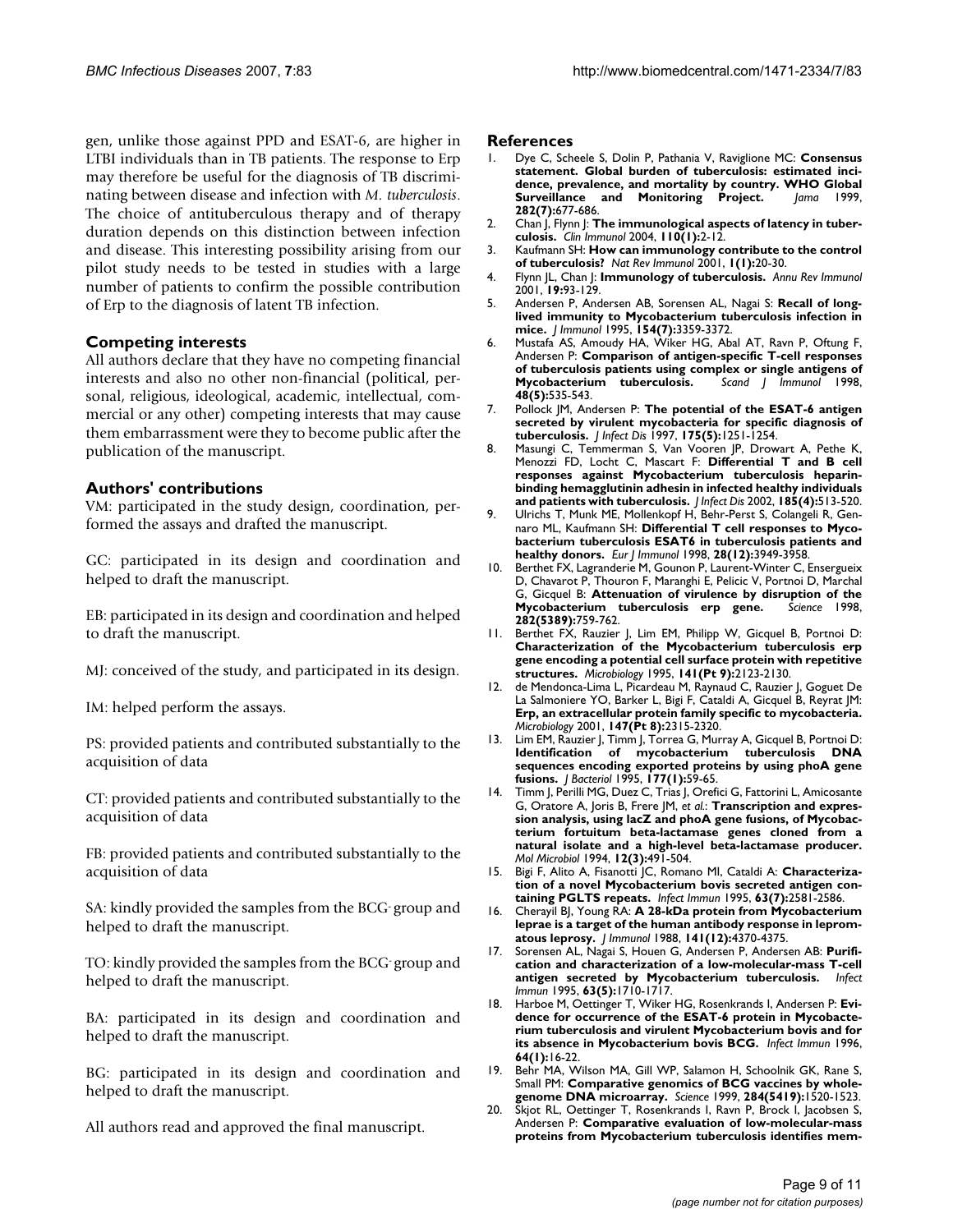gen, unlike those against PPD and ESAT-6, are higher in LTBI individuals than in TB patients. The response to Erp may therefore be useful for the diagnosis of TB discriminating between disease and infection with *M. tuberculosis*. The choice of antituberculous therapy and of therapy duration depends on this distinction between infection and disease. This interesting possibility arising from our pilot study needs to be tested in studies with a large number of patients to confirm the possible contribution of Erp to the diagnosis of latent TB infection.

## Competing interests

All authors declare that they have no competing financial interests and also no other non-financial (political, personal, religious, ideological, academic, intellectual, commercial or any other) competing interests that may cause them embarrassment were they to become public after the publication of the manuscript.

## Authors' contributions

VM: participated in the study design, coordination, performed the assays and drafted the manuscript.

GC: participated in its design and coordination and helped to draft the manuscript.

EB: participated in its design and coordination and helped to draft the manuscript.

MJ: conceived of the study, and participated in its design.

IM: helped perform the assays.

PS: provided patients and contributed substantially to the acquisition of data

CT: provided patients and contributed substantially to the acquisition of data

FB: provided patients and contributed substantially to the acquisition of data

SA: kindly provided the samples from the BCG- group and helped to draft the manuscript.

TO: kindly provided the samples from the BCG- group and helped to draft the manuscript.

BA: participated in its design and coordination and helped to draft the manuscript.

BG: participated in its design and coordination and helped to draft the manuscript.

All authors read and approved the final manuscript.

## References

1. Dye C, Scheele S, Dolin P, Pathania V, Raviglione MC: **Consensus statement. Global burden of tuberculosis: estimated incidence, prevalence, and mortality by country. WHO Global Surveillance and Monitoring Project.** *Jama* 1999, **282(7):**677-686.
2. Chan J, Flynn J: **The immunological aspects of latency in tuberculosis.** *Clin Immunol* 2004, **110(1):**2-12.
3. Kaufmann SH: **How can immunology contribute to the control of tuberculosis?** *Nat Rev Immunol* 2001, **1(1):**20-30.
4. Flynn JL, Chan J: **Immunology of tuberculosis.** *Annu Rev Immunol* 2001, **19:**93-129.
5. Andersen P, Andersen AB, Sorensen AL, Nagai S: **Recall of long-lived immunity to Mycobacterium tuberculosis infection in mice.** *J Immunol* 1995, **154(7):**3359-3372.
6. Mustafa AS, Amoudy HA, Wiker HG, Abal AT, Ravn P, Oftung F, Andersen P: **Comparison of antigen-specific T-cell responses of tuberculosis patients using complex or single antigens of Mycobacterium tuberculosis.** *Scand J Immunol* 1998, **48(5):**535-543.
7. Pollock JM, Andersen P: **The potential of the ESAT-6 antigen secreted by virulent mycobacteria for specific diagnosis of tuberculosis.** *J Infect Dis* 1997, **175(5):**1251-1254.
8. Masungi C, Temmerman S, Van Vooren JP, Drowart A, Pethe K, Menozzi FD, Locht C, Mascart F: **Differential T and B cell responses against Mycobacterium tuberculosis heparin-binding hemagglutinin adhesin in infected healthy individuals and patients with tuberculosis.** *J Infect Dis* 2002, **185(4):**513-520.
9. Ulrichs T, Munk ME, Mollenkopf H, Behr-Perst S, Colangeli R, Gennaro ML, Kaufmann SH: **Differential T cell responses to Mycobacterium tuberculosis ESAT6 in tuberculosis patients and healthy donors.** *Eur J Immunol* 1998, **28(12):**3949-3958.
10. Berthet FX, Lagranderie M, Gounon P, Laurent-Winter C, Ensergueix D, Chavarot P, Thouron F, Maranghi E, Pelicic V, Portnoi D, Marchal G, Gicquel B: **Attenuation of virulence by disruption of the Mycobacterium tuberculosis erp gene.** *Science* 1998, **282(5389):**759-762.
11. Berthet FX, Rauzier J, Lim EM, Philipp W, Gicquel B, Portnoi D: **Characterization of the Mycobacterium tuberculosis erp gene encoding a potential cell surface protein with repetitive structures.** *Microbiology* 1995, **141(Pt 9):**2123-2130.
12. de Mendonca-Lima L, Picardeau M, Raynaud C, Rauzier J, Goguet De La Salmoniere YO, Barker L, Bigi F, Cataldi A, Gicquel B, Reyrat JM: **Erp, an extracellular protein family specific to mycobacteria.** *Microbiology* 2001, **147(Pt 8):**2315-2320.
13. Lim EM, Rauzier J, Timm J, Torrea G, Murray A, Gicquel B, Portnoi D: **Identification of mycobacterium tuberculosis DNA sequences encoding exported proteins by using phoA gene fusions.** *J Bacteriol* 1995, **177(1):**59-65.
14. Timm J, Perilli MG, Duez C, Trias J, Orefici G, Fattorini L, Amicosante G, Oratore A, Joris B, Frere JM, *et al.*: **Transcription and expression analysis, using lacZ and phoA gene fusions, of Mycobacterium fortuitum beta-lactamase genes cloned from a natural isolate and a high-level beta-lactamase producer.** *Mol Microbiol* 1994, **12(3):**491-504.
15. Bigi F, Alito A, Fisanotti JC, Romano MI, Cataldi A: **Characterization of a novel Mycobacterium bovis secreted antigen containing PGLTS repeats.** *Infect Immun* 1995, **63(7):**2581-2586.
16. Cherayil BJ, Young RA: **A 28-kDa protein from Mycobacterium leprae is a target of the human antibody response in lepromatous leprosy.** *J Immunol* 1988, **141(12):**4370-4375.
17. Sorensen AL, Nagai S, Houen G, Andersen P, Andersen AB: **Purification and characterization of a low-molecular-mass T-cell antigen secreted by Mycobacterium tuberculosis.** *Infect Immun* 1995, **63(5):**1710-1717.
18. Harboe M, Oettinger T, Wiker HG, Rosenkrands I, Andersen P: **Evidence for occurrence of the ESAT-6 protein in Mycobacterium tuberculosis and virulent Mycobacterium bovis and for its absence in Mycobacterium bovis BCG.** *Infect Immun* 1996, **64(1):**16-22.
19. Behr MA, Wilson MA, Gill WP, Salamon H, Schoolnik GK, Rane S, Small PM: **Comparative genomics of BCG vaccines by whole-genome DNA microarray.** *Science* 1999, **284(5419):**1520-1523.
20. Skjot RL, Oettinger T, Rosenkrands I, Ravn P, Brock I, Jacobsen S, Andersen P: **Comparative evaluation of low-molecular-mass proteins from Mycobacterium tuberculosis identifies mem-**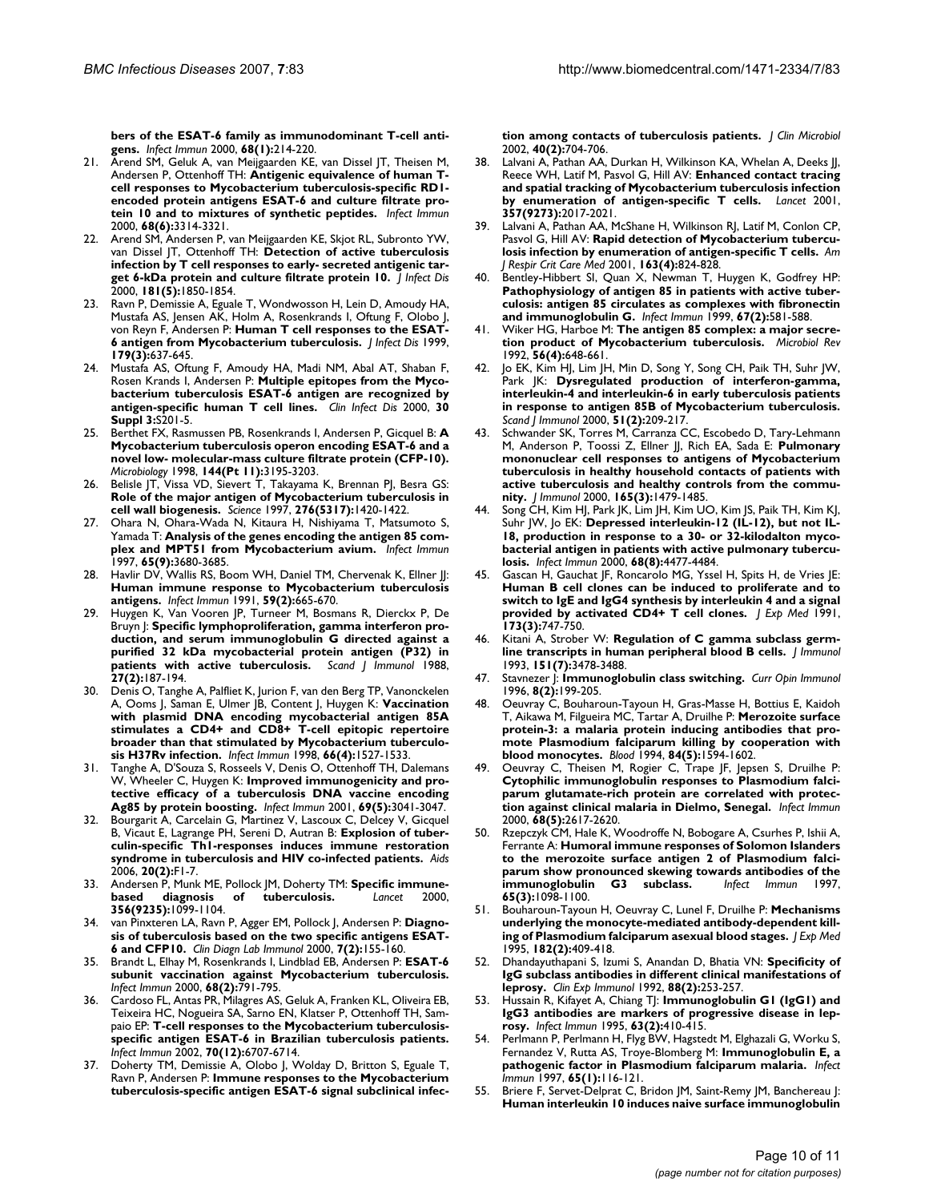bers of the ESAT-6 family as immunodominant T-cell antigens. *Infect Immun* 2000, **68(1)**:214-220.

21. Arend SM, Geluk A, van Meijgaarden KE, van Dissel JT, Theisen M, Andersen P, Ottenhoff TH: **Antigenic equivalence of human T-cell responses to Mycobacterium tuberculosis-specific RD1-encoded protein antigens ESAT-6 and culture filtrate protein 10 and to mixtures of synthetic peptides.** *Infect Immun* 2000, **68(6)**:3314-3321.
22. Arend SM, Andersen P, van Meijgaarden KE, Skjot RL, Subronto YW, van Dissel JT, Ottenhoff TH: **Detection of active tuberculosis infection by T cell responses to early- secreted antigenic target 6-kDa protein and culture filtrate protein 10.** *J Infect Dis* 2000, **181(5)**:1850-1854.
23. Ravn P, Demissie A, Eguale T, Wondwosson H, Lein D, Amoudy HA, Mustafa AS, Jensen AK, Holm A, Rosenkrands I, Oftung F, Olobo J, von Reyn F, Andersen P: **Human T cell responses to the ESAT-6 antigen from Mycobacterium tuberculosis.** *J Infect Dis* 1999, **179(3)**:637-645.
24. Mustafa AS, Oftung F, Amoudy HA, Madi NM, Abal AT, Shaban F, Rosen Krands I, Andersen P: **Multiple epitopes from the Mycobacterium tuberculosis ESAT-6 antigen are recognized by antigen-specific human T cell lines.** *Clin Infect Dis* 2000, **30 Suppl 3**:S201-5.
25. Berthet FX, Rasmussen PB, Rosenkrands I, Andersen P, Gicquel B: **A Mycobacterium tuberculosis operon encoding ESAT-6 and a novel low- molecular-mass culture filtrate protein (CFP-10).** *Microbiology* 1998, **144(Pt 11)**:3195-3203.
26. Belisle JT, Vissa VD, Sievert T, Takayama K, Brennan PJ, Besra GS: **Role of the major antigen of Mycobacterium tuberculosis in cell wall biogenesis.** *Science* 1997, **276(5317)**:1420-1422.
27. Ohara N, Ohara-Wada N, Kitaura H, Nishiyama T, Matsumoto S, Yamada T: **Analysis of the genes encoding the antigen 85 complex and MPT51 from Mycobacterium avium.** *Infect Immun* 1997, **65(9)**:3680-3685.
28. Havlir DV, Wallis RS, Boom WH, Daniel TM, Chervenak K, Ellner JJ: **Human immune response to Mycobacterium tuberculosis antigens.** *Infect Immun* 1991, **59(2)**:665-670.
29. Huygen K, Van Vooren JP, Turneer M, Bosmans R, Dierckx P, De Bruyn J: **Specific lymphoproliferation, gamma interferon production, and serum immunoglobulin G directed against a purified 32 kDa mycobacterial protein antigen (P32) in patients with active tuberculosis.** *Scand J Immunol* 1988, **27(2)**:187-194.
30. Denis O, Tanghe A, Palfliet K, Jurion F, van den Berg TP, Vanonckelen A, Ooms J, Saman E, Ulmer JB, Content J, Huygen K: **Vaccination with plasmid DNA encoding mycobacterial antigen 85A stimulates a CD4+ and CD8+ T-cell epitopic repertoire broader than that stimulated by Mycobacterium tuberculosis H37Rv infection.** *Infect Immun* 1998, **66(4)**:1527-1533.
31. Tanghe A, D'Souza S, Rosseels V, Denis O, Ottenhoff TH, Dalemans W, Wheeler C, Huygen K: **Improved immunogenicity and protective efficacy of a tuberculosis DNA vaccine encoding Ag85 by protein boosting.** *Infect Immun* 2001, **69(5)**:3041-3047.
32. Bourgarit A, Carcelain G, Martinez V, Lascoux C, Delcey V, Gicquel B, Vicaut E, Lagrange PH, Sereni D, Autran B: **Explosion of tuberculin-specific Th1-responses induces immune restoration syndrome in tuberculosis and HIV co-infected patients.** *Aids* 2006, **20(2)**:F1-7.
33. Andersen P, Munk ME, Pollock JM, Doherty TM: **Specific immune-based diagnosis of tuberculosis.** *Lancet* 2000, **356(9235)**:1099-1104.
34. van Pinxteren LA, Ravn P, Agger EM, Pollock J, Andersen P: **Diagnosis of tuberculosis based on the two specific antigens ESAT-6 and CFP10.** *Clin Diagn Lab Immunol* 2000, **7(2)**:155-160.
35. Brandt L, Elhay M, Rosenkrands I, Lindblad EB, Andersen P: **ESAT-6 subunit vaccination against Mycobacterium tuberculosis.** *Infect Immun* 2000, **68(2)**:791-795.
36. Cardoso FL, Antas PR, Milagres AS, Geluk A, Franken KL, Oliveira EB, Teixeira HC, Nogueira SA, Sarno EN, Klatser P, Ottenhoff TH, Sampaio EP: **T-cell responses to the Mycobacterium tuberculosis-specific antigen ESAT-6 in Brazilian tuberculosis patients.** *Infect Immun* 2002, **70(12)**:6707-6714.
37. Doherty TM, Demissie A, Olobo J, Wolday D, Britton S, Eguale T, Ravn P, Andersen P: **Immune responses to the Mycobacterium tuberculosis-specific antigen ESAT-6 signal subclinical infection among contacts of tuberculosis patients.** *J Clin Microbiol* 2002, **40(2)**:704-706.
38. Lalvani A, Pathan AA, Durkan H, Wilkinson KA, Whelan A, Deeks JJ, Reece WH, Latif M, Pasvol G, Hill AV: **Enhanced contact tracing and spatial tracking of Mycobacterium tuberculosis infection by enumeration of antigen-specific T cells.** *Lancet* 2001, **357(9273)**:2017-2021.
39. Lalvani A, Pathan AA, McShane H, Wilkinson RJ, Latif M, Conlon CP, Pasvol G, Hill AV: **Rapid detection of Mycobacterium tuberculosis infection by enumeration of antigen-specific T cells.** *Am J Respir Crit Care Med* 2001, **163(4)**:824-828.
40. Bentley-Hibbert SI, Quan X, Newman T, Huygen K, Godfrey HP: **Pathophysiology of antigen 85 in patients with active tuberculosis: antigen 85 circulates as complexes with fibronectin and immunoglobulin G.** *Infect Immun* 1999, **67(2)**:581-588.
41. Wiker HG, Harboe M: **The antigen 85 complex: a major secretion product of Mycobacterium tuberculosis.** *Microbiol Rev* 1992, **56(4)**:648-661.
42. Jo EK, Kim HJ, Lim JH, Min D, Song Y, Song CH, Paik TH, Suhr JW, Park JK: **Dysregulated production of interferon-gamma, interleukin-4 and interleukin-6 in early tuberculosis patients in response to antigen 85B of Mycobacterium tuberculosis.** *Scand J Immunol* 2000, **51(2)**:209-217.
43. Schwander SK, Torres M, Carranza CC, Escobedo D, Tary-Lehmann M, Anderson P, Toossi Z, Ellner JJ, Rich EA, Sada E: **Pulmonary mononuclear cell responses to antigens of Mycobacterium tuberculosis in healthy household contacts of patients with active tuberculosis and healthy controls from the community.** *J Immunol* 2000, **165(3)**:1479-1485.
44. Song CH, Kim HJ, Park JK, Lim JH, Kim UO, Kim JS, Paik TH, Kim KJ, Suhr JW, Jo EK: **Depressed interleukin-12 (IL-12), but not IL-18, production in response to a 30- or 32-kilodalton mycobacterial antigen in patients with active pulmonary tuberculosis.** *Infect Immun* 2000, **68(8)**:4477-4484.
45. Gascan H, Gauchat JF, Roncarolo MG, Yssel H, Spits H, de Vries JE: **Human B cell clones can be induced to proliferate and to switch to IgE and IgG4 synthesis by interleukin 4 and a signal provided by activated CD4+ T cell clones.** *J Exp Med* 1991, **173(3)**:747-750.
46. Kitani A, Strober W: **Regulation of C gamma subclass germ-line transcripts in human peripheral blood B cells.** *J Immunol* 1993, **151(7)**:3478-3488.
47. Stavnezer J: **Immunoglobulin class switching.** *Curr Opin Immunol* 1996, **8(2)**:199-205.
48. Oeuvray C, Bouharoun-Tayoun H, Gras-Masse H, Bottius E, Kaidoh T, Aikawa M, Filgueira MC, Tartar A, Druilhe P: **Merozoite surface protein-3: a malaria protein inducing antibodies that promote Plasmodium falciparum killing by cooperation with blood monocytes.** *Blood* 1994, **84(5)**:1594-1602.
49. Oeuvray C, Theisen M, Rogier C, Trape JF, Jepsen S, Druilhe P: **Cytophilic immunoglobulin responses to Plasmodium falciparum glutamate-rich protein are correlated with protection against clinical malaria in Dielmo, Senegal.** *Infect Immun* 2000, **68(5)**:2617-2620.
50. Rzepczyk CM, Hale K, Woodroffe N, Bobogare A, Csurhes P, Ishii A, Ferrante A: **Humoral immune responses of Solomon Islanders to the merozoite surface antigen 2 of Plasmodium falciparum show pronounced skewing towards antibodies of the immunoglobulin G3 subclass.** *Infect Immun* 1997, **65(3)**:1098-1100.
51. Bouharoun-Tayoun H, Oeuvray C, Lunel F, Druilhe P: **Mechanisms underlying the monocyte-mediated antibody-dependent killing of Plasmodium falciparum asexual blood stages.** *J Exp Med* 1995, **182(2)**:409-418.
52. Dhandayuthapani S, Izumi S, Anandan D, Bhatia VN: **Specificity of IgG subclass antibodies in different clinical manifestations of leprosy.** *Clin Exp Immunol* 1992, **88(2)**:253-257.
53. Hussain R, Kifayet A, Chiang TJ: **Immunoglobulin G1 (IgG1) and IgG3 antibodies are markers of progressive disease in leprosy.** *Infect Immun* 1995, **63(2)**:410-415.
54. Perlmann P, Perlmann H, Flyg BW, Hagstedt M, Elghazali G, Worku S, Fernandez V, Rutta AS, Troye-Blomberg M: **Immunoglobulin E, a pathogenic factor in Plasmodium falciparum malaria.** *Infect Immun* 1997, **65(1)**:116-121.
55. Briere F, Servet-Delprat C, Bridon JM, Saint-Remy JM, Banchereau J: **Human interleukin 10 induces naive surface immunoglobulin**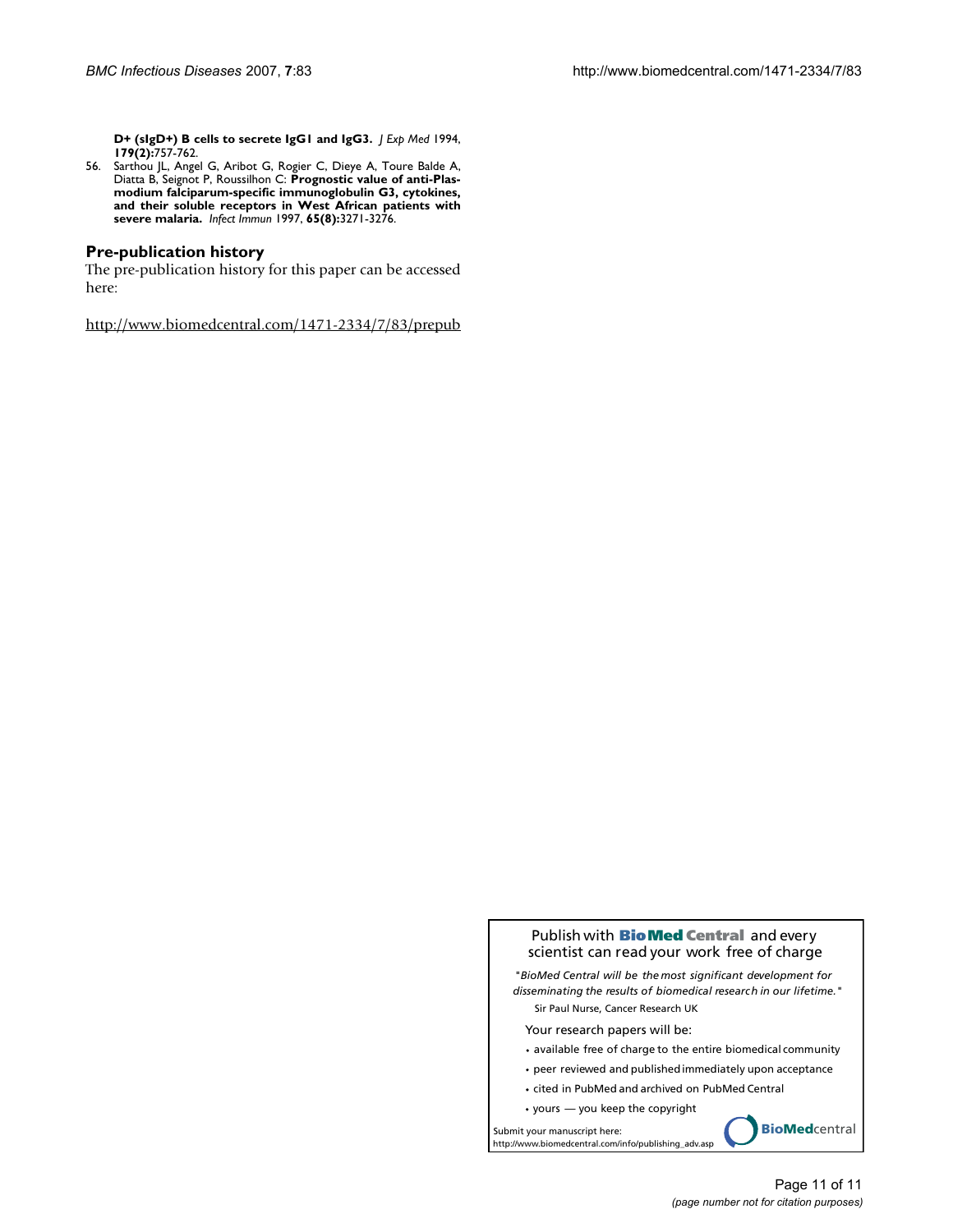**D+ (sIgD+) B cells to secrete IgG1 and IgG3.** *J Exp Med* 1994, **179(2):**757-762.

56. Sarthou JL, Angel G, Aribot G, Rogier C, Dieye A, Toure Balde A, Diatta B, Seignot P, Roussilhon C: **Prognostic value of anti-Plasmodium falciparum-specific immunoglobulin G3, cytokines, and their soluble receptors in West African patients with severe malaria.** *Infect Immun* 1997, **65(8):**3271-3276.

## Pre-publication history

The pre-publication history for this paper can be accessed here:

http://www.biomedcentral.com/1471-2334/7/83/prepub

Publish with **BioMed Central** and every scientist can read your work free of charge

*"BioMed Central will be the most significant development for disseminating the results of biomedical research in our lifetime."*

Sir Paul Nurse, Cancer Research UK

Your research papers will be:

- available free of charge to the entire biomedical community
- peer reviewed and published immediately upon acceptance
- cited in PubMed and archived on PubMed Central
- yours — you keep the copyright

Submit your manuscript here:
http://www.biomedcentral.com/info/publishing_adv.asp

**BioMed**central